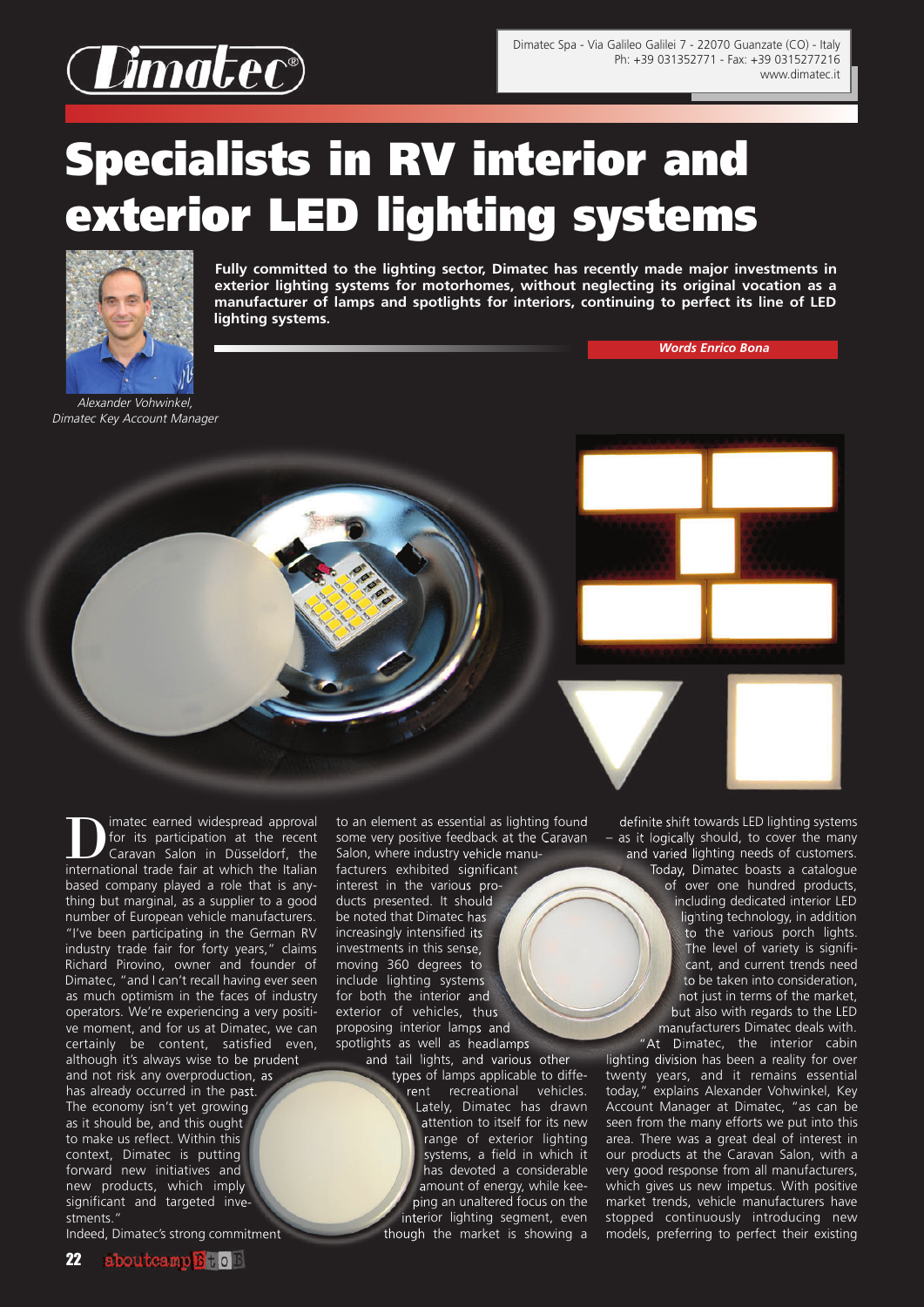Dimatec Spa - Via Galileo Galilei 7 - 22070 Guanzate (CO) - Italy
Ph: +39 031352771 - Fax: +39 0315277216
www.dimatec.it

# Specialists in RV interior and exterior LED lighting systems

**Fully committed to the lighting sector, Dimatec has recently made major investments in exterior lighting systems for motorhomes, without neglecting its original vocation as a manufacturer of lamps and spotlights for interiors, continuing to perfect its line of LED lighting systems.**

*Words Enrico Bona*

*Alexander Vohwinkel, Dimatec Key Account Manager*

Dimatec earned widespread approval for its participation at the recent Caravan Salon in Düsseldorf, the international trade fair at which the Italian based company played a role that is anything but marginal, as a supplier to a good number of European vehicle manufacturers. "I've been participating in the German RV industry trade fair for forty years," claims Richard Pirovino, owner and founder of Dimatec, "and I can't recall having ever seen as much optimism in the faces of industry operators. We're experiencing a very positive moment, and for us at Dimatec, we can certainly be content, satisfied even, although it's always wise to be prudent and not risk any overproduction, as has already occurred in the past. The economy isn't yet growing as it should be, and this ought to make us reflect. Within this context, Dimatec is putting forward new initiatives and new products, which imply significant and targeted investments."

Indeed, Dimatec's strong commitment to an element as essential as lighting found some very positive feedback at the Caravan Salon, where industry vehicle manufacturers exhibited significant interest in the various products presented. It should be noted that Dimatec has increasingly intensified its investments in this sense, moving 360 degrees to include lighting systems for both the interior and exterior of vehicles, thus proposing interior lamps and spotlights as well as headlamps and tail lights, and various other types of lamps applicable to different recreational vehicles. Lately, Dimatec has drawn attention to itself for its new range of exterior lighting systems, a field in which it has devoted a considerable amount of energy, while keeping an unaltered focus on the interior lighting segment, even though the market is showing a definite shift towards LED lighting systems – as it logically should, to cover the many and varied lighting needs of customers. Today, Dimatec boasts a catalogue of over one hundred products, including dedicated interior LED lighting technology, in addition to the various porch lights. The level of variety is significant, and current trends need to be taken into consideration, not just in terms of the market, but also with regards to the LED manufacturers Dimatec deals with.

"At Dimatec, the interior cabin lighting division has been a reality for over twenty years, and it remains essential today," explains Alexander Vohwinkel, Key Account Manager at Dimatec, "as can be seen from the many efforts we put into this area. There was a great deal of interest in our products at the Caravan Salon, with a very good response from all manufacturers, which gives us new impetus. With positive market trends, vehicle manufacturers have stopped continuously introducing new models, preferring to perfect their existing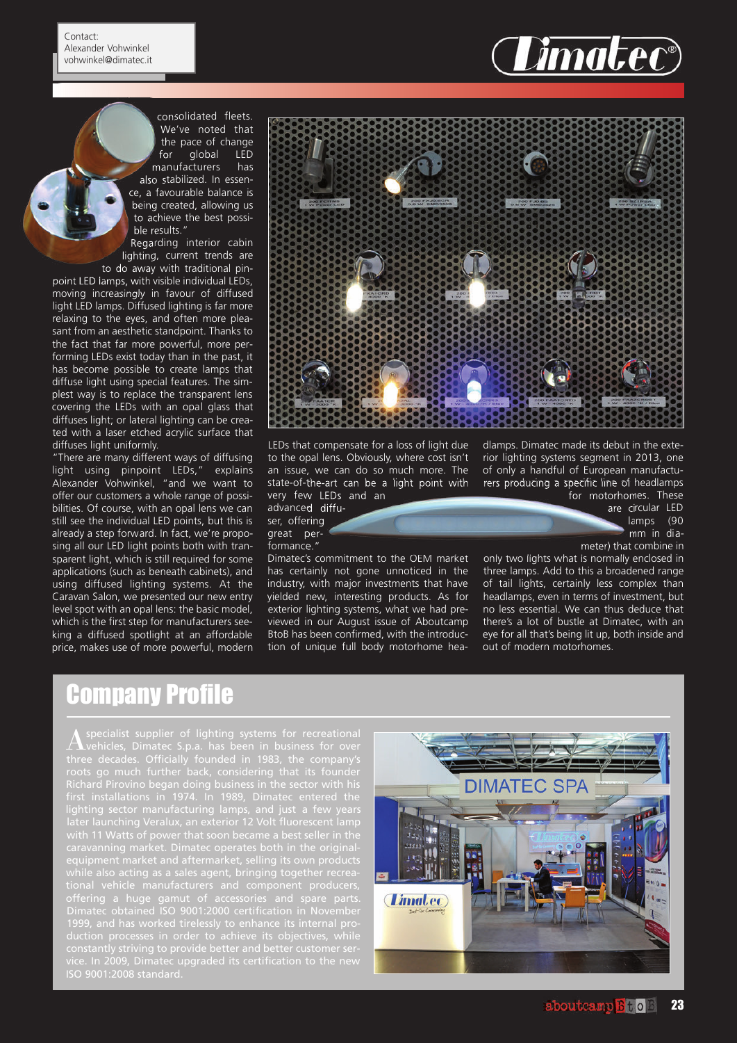Contact:
Alexander Vohwinkel
vohwinkel@dimatec.it

consolidated fleets. We've noted that the pace of change for global LED manufacturers has also stabilized. In essence, a favourable balance is being created, allowing us to achieve the best possible results."

Regarding interior cabin lighting, current trends are to do away with traditional pinpoint LED lamps, with visible individual LEDs, moving increasingly in favour of diffused light LED lamps. Diffused lighting is far more relaxing to the eyes, and often more pleasant from an aesthetic standpoint. Thanks to the fact that far more powerful, more performing LEDs exist today than in the past, it has become possible to create lamps that diffuse light using special features. The simplest way is to replace the transparent lens covering the LEDs with an opal glass that diffuses light; or lateral lighting can be created with a laser etched acrylic surface that diffuses light uniformly.

"There are many different ways of diffusing light using pinpoint LEDs," explains Alexander Vohwinkel, "and we want to offer our customers a whole range of possibilities. Of course, with an opal lens we can still see the individual LED points, but this is already a step forward. In fact, we're proposing all our LED light points both with transparent light, which is still required for some applications (such as beneath cabinets), and using diffused lighting systems. At the Caravan Salon, we presented our new entry level spot with an opal lens: the basic model, which is the first step for manufacturers seeking a diffused spotlight at an affordable price, makes use of more powerful, modern LEDs that compensate for a loss of light due to the opal lens. Obviously, where cost isn't an issue, we can do so much more. The state-of-the-art can be a light point with very few LEDs and an advanced diffuser, offering great performance."

Dimatec's commitment to the OEM market has certainly not gone unnoticed in the industry, with major investments that have yielded new, interesting products. As for exterior lighting systems, what we had previewed in our August issue of Aboutcamp BtoB has been confirmed, with the introduction of unique full body motorhome headlamps. Dimatec made its debut in the exterior lighting systems segment in 2013, one of only a handful of European manufacturers producing a specific line of headlamps for motorhomes. These are circular LED lamps (90 mm in diameter) that combine in only two lights what is normally enclosed in three lamps. Add to this a broadened range of tail lights, certainly less complex than headlamps, even in terms of investment, but no less essential. We can thus deduce that there's a lot of bustle at Dimatec, with an eye for all that's being lit up, both inside and out of modern motorhomes.

## Company Profile

A specialist supplier of lighting systems for recreational vehicles, Dimatec S.p.a. has been in business for over three decades. Officially founded in 1983, the company's roots go much further back, considering that its founder Richard Pirovino began doing business in the sector with his first installations in 1974. In 1989, Dimatec entered the lighting sector manufacturing lamps, and just a few years later launching Veralux, an exterior 12 Volt fluorescent lamp with 11 Watts of power that soon became a best seller in the caravanning market. Dimatec operates both in the original-equipment market and aftermarket, selling its own products while also acting as a sales agent, bringing together recreational vehicle manufacturers and component producers, offering a huge gamut of accessories and spare parts. Dimatec obtained ISO 9001:2000 certification in November 1999, and has worked tirelessly to enhance its internal production processes in order to achieve its objectives, while constantly striving to provide better and better customer service. In 2009, Dimatec upgraded its certification to the new ISO 9001:2008 standard.